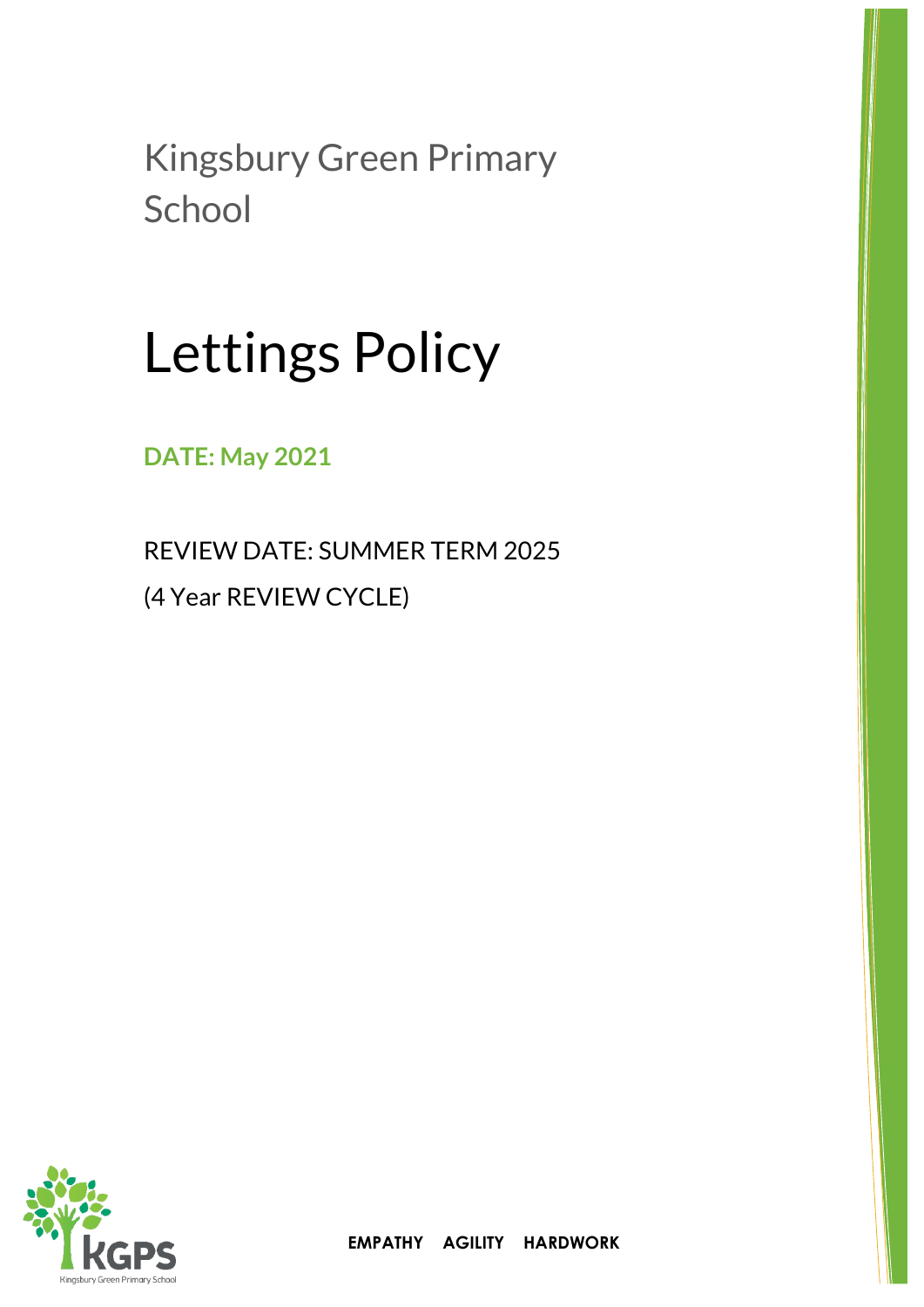Kingsbury Green Primary School

# Lettings Policy

**DATE: May 2021**

REVIEW DATE: SUMMER TERM 2025

(4 Year REVIEW CYCLE)

KGPS

Kingsbury Green Primary School

**EMPATHY AGILITY HARDWORK**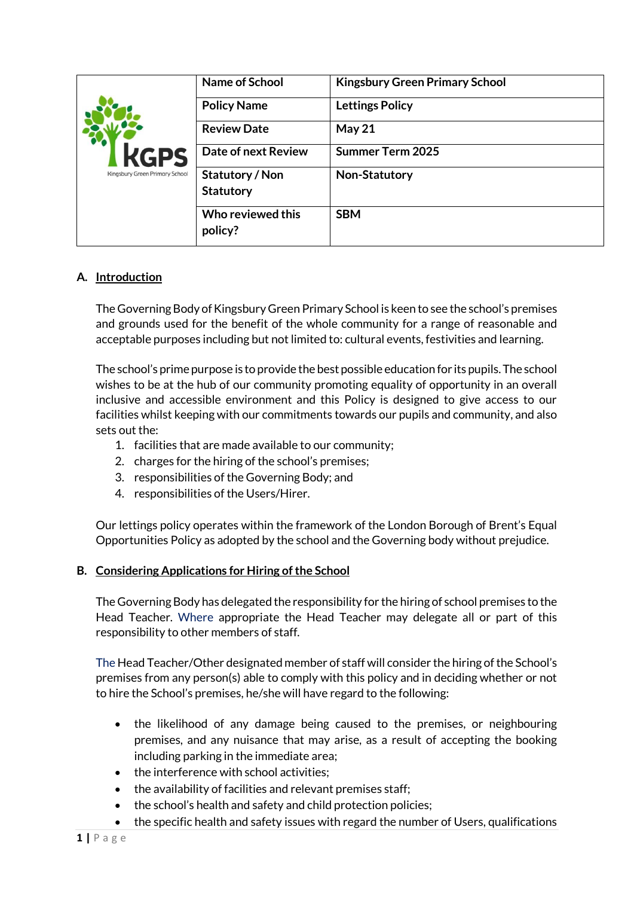| | Name of School | Kingsbury Green Primary School |
|---|---|---|
| | Policy Name | Lettings Policy |
| | Review Date | May 21 |
| | Date of next Review | Summer Term 2025 |
| | Statutory / Non Statutory | Non-Statutory |
| | Who reviewed this policy? | SBM |

## A. Introduction

The Governing Body of Kingsbury Green Primary School is keen to see the school's premises and grounds used for the benefit of the whole community for a range of reasonable and acceptable purposes including but not limited to: cultural events, festivities and learning.

The school's prime purpose is to provide the best possible education for its pupils. The school wishes to be at the hub of our community promoting equality of opportunity in an overall inclusive and accessible environment and this Policy is designed to give access to our facilities whilst keeping with our commitments towards our pupils and community, and also sets out the:

1. facilities that are made available to our community;
2. charges for the hiring of the school's premises;
3. responsibilities of the Governing Body; and
4. responsibilities of the Users/Hirer.

Our lettings policy operates within the framework of the London Borough of Brent's Equal Opportunities Policy as adopted by the school and the Governing body without prejudice.

## B. Considering Applications for Hiring of the School

The Governing Body has delegated the responsibility for the hiring of school premises to the Head Teacher. Where appropriate the Head Teacher may delegate all or part of this responsibility to other members of staff.

The Head Teacher/Other designated member of staff will consider the hiring of the School's premises from any person(s) able to comply with this policy and in deciding whether or not to hire the School's premises, he/she will have regard to the following:

- the likelihood of any damage being caused to the premises, or neighbouring premises, and any nuisance that may arise, as a result of accepting the booking including parking in the immediate area;
- the interference with school activities;
- the availability of facilities and relevant premises staff;
- the school's health and safety and child protection policies;
- the specific health and safety issues with regard the number of Users, qualifications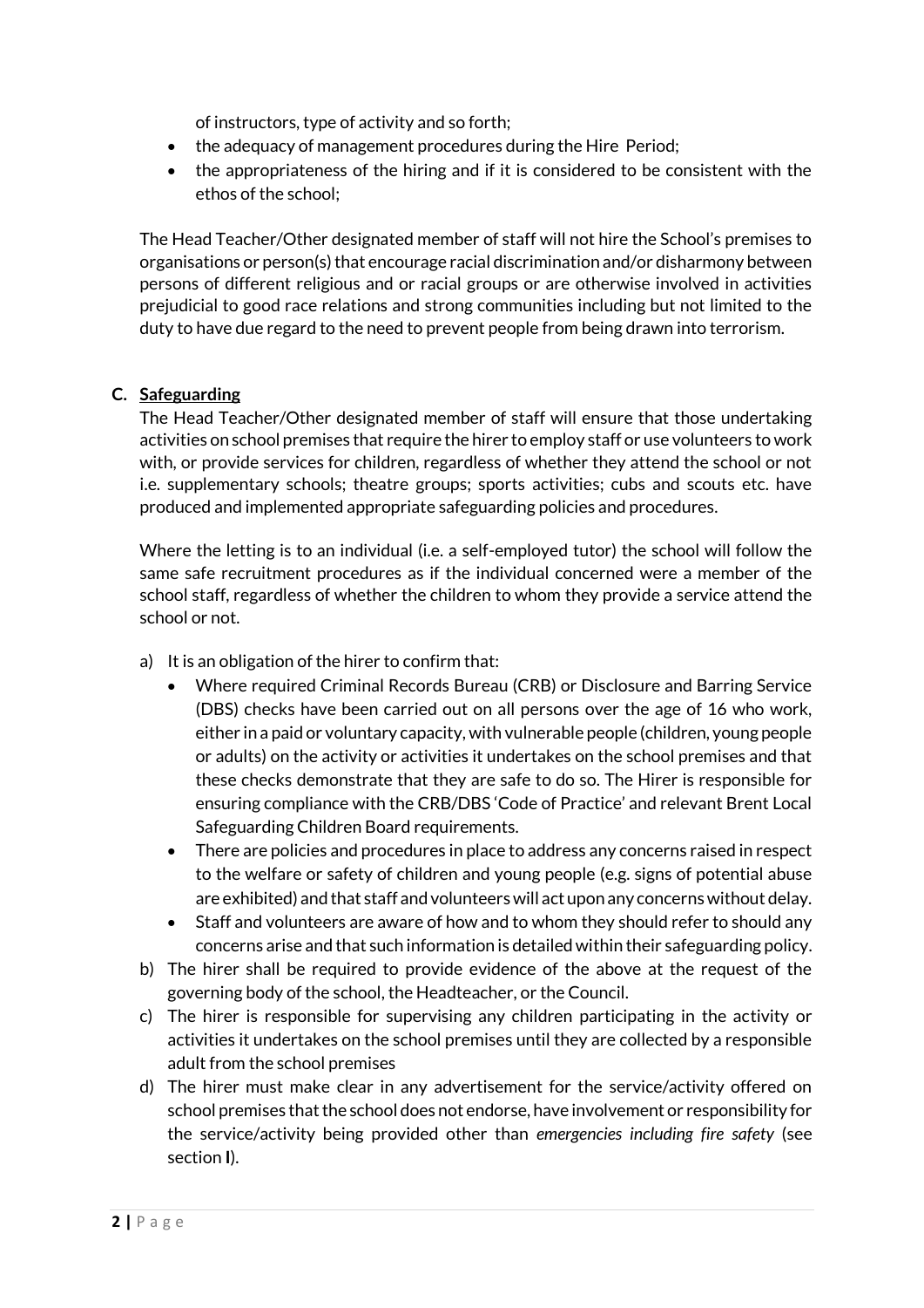of instructors, type of activity and so forth;

- the adequacy of management procedures during the Hire Period;
- the appropriateness of the hiring and if it is considered to be consistent with the ethos of the school;

The Head Teacher/Other designated member of staff will not hire the School's premises to organisations or person(s) that encourage racial discrimination and/or disharmony between persons of different religious and or racial groups or are otherwise involved in activities prejudicial to good race relations and strong communities including but not limited to the duty to have due regard to the need to prevent people from being drawn into terrorism.

## C. Safeguarding

The Head Teacher/Other designated member of staff will ensure that those undertaking activities on school premises that require the hirer to employ staff or use volunteers to work with, or provide services for children, regardless of whether they attend the school or not i.e. supplementary schools; theatre groups; sports activities; cubs and scouts etc. have produced and implemented appropriate safeguarding policies and procedures.

Where the letting is to an individual (i.e. a self-employed tutor) the school will follow the same safe recruitment procedures as if the individual concerned were a member of the school staff, regardless of whether the children to whom they provide a service attend the school or not.

a) It is an obligation of the hirer to confirm that:
   - Where required Criminal Records Bureau (CRB) or Disclosure and Barring Service (DBS) checks have been carried out on all persons over the age of 16 who work, either in a paid or voluntary capacity, with vulnerable people (children, young people or adults) on the activity or activities it undertakes on the school premises and that these checks demonstrate that they are safe to do so. The Hirer is responsible for ensuring compliance with the CRB/DBS 'Code of Practice' and relevant Brent Local Safeguarding Children Board requirements.
   - There are policies and procedures in place to address any concerns raised in respect to the welfare or safety of children and young people (e.g. signs of potential abuse are exhibited) and that staff and volunteers will act upon any concerns without delay.
   - Staff and volunteers are aware of how and to whom they should refer to should any concerns arise and that such information is detailed within their safeguarding policy.

b) The hirer shall be required to provide evidence of the above at the request of the governing body of the school, the Headteacher, or the Council.

c) The hirer is responsible for supervising any children participating in the activity or activities it undertakes on the school premises until they are collected by a responsible adult from the school premises

d) The hirer must make clear in any advertisement for the service/activity offered on school premises that the school does not endorse, have involvement or responsibility for the service/activity being provided other than *emergencies including fire safety* (see section **I**).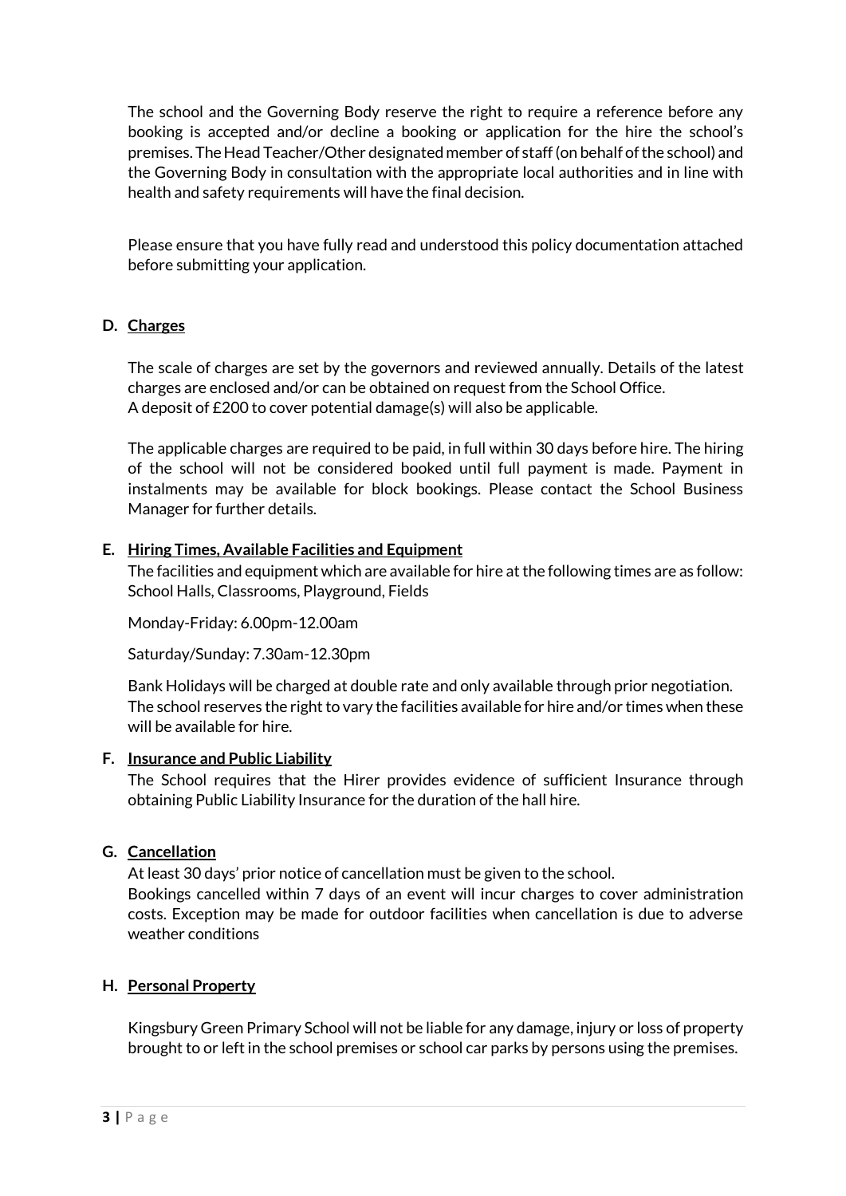The school and the Governing Body reserve the right to require a reference before any booking is accepted and/or decline a booking or application for the hire the school's premises. The Head Teacher/Other designated member of staff (on behalf of the school) and the Governing Body in consultation with the appropriate local authorities and in line with health and safety requirements will have the final decision.

Please ensure that you have fully read and understood this policy documentation attached before submitting your application.

**D. <u>Charges</u>**

The scale of charges are set by the governors and reviewed annually. Details of the latest charges are enclosed and/or can be obtained on request from the School Office.
A deposit of £200 to cover potential damage(s) will also be applicable.

The applicable charges are required to be paid, in full within 30 days before hire. The hiring of the school will not be considered booked until full payment is made. Payment in instalments may be available for block bookings. Please contact the School Business Manager for further details.

**E. <u>Hiring Times, Available Facilities and Equipment</u>**

The facilities and equipment which are available for hire at the following times are as follow:
School Halls, Classrooms, Playground, Fields

Monday-Friday: 6.00pm-12.00am

Saturday/Sunday: 7.30am-12.30pm

Bank Holidays will be charged at double rate and only available through prior negotiation.
The school reserves the right to vary the facilities available for hire and/or times when these will be available for hire.

**F. <u>Insurance and Public Liability</u>**

The School requires that the Hirer provides evidence of sufficient Insurance through obtaining Public Liability Insurance for the duration of the hall hire.

**G. <u>Cancellation</u>**

At least 30 days' prior notice of cancellation must be given to the school.
Bookings cancelled within 7 days of an event will incur charges to cover administration costs. Exception may be made for outdoor facilities when cancellation is due to adverse weather conditions

**H. <u>Personal Property</u>**

Kingsbury Green Primary School will not be liable for any damage, injury or loss of property brought to or left in the school premises or school car parks by persons using the premises.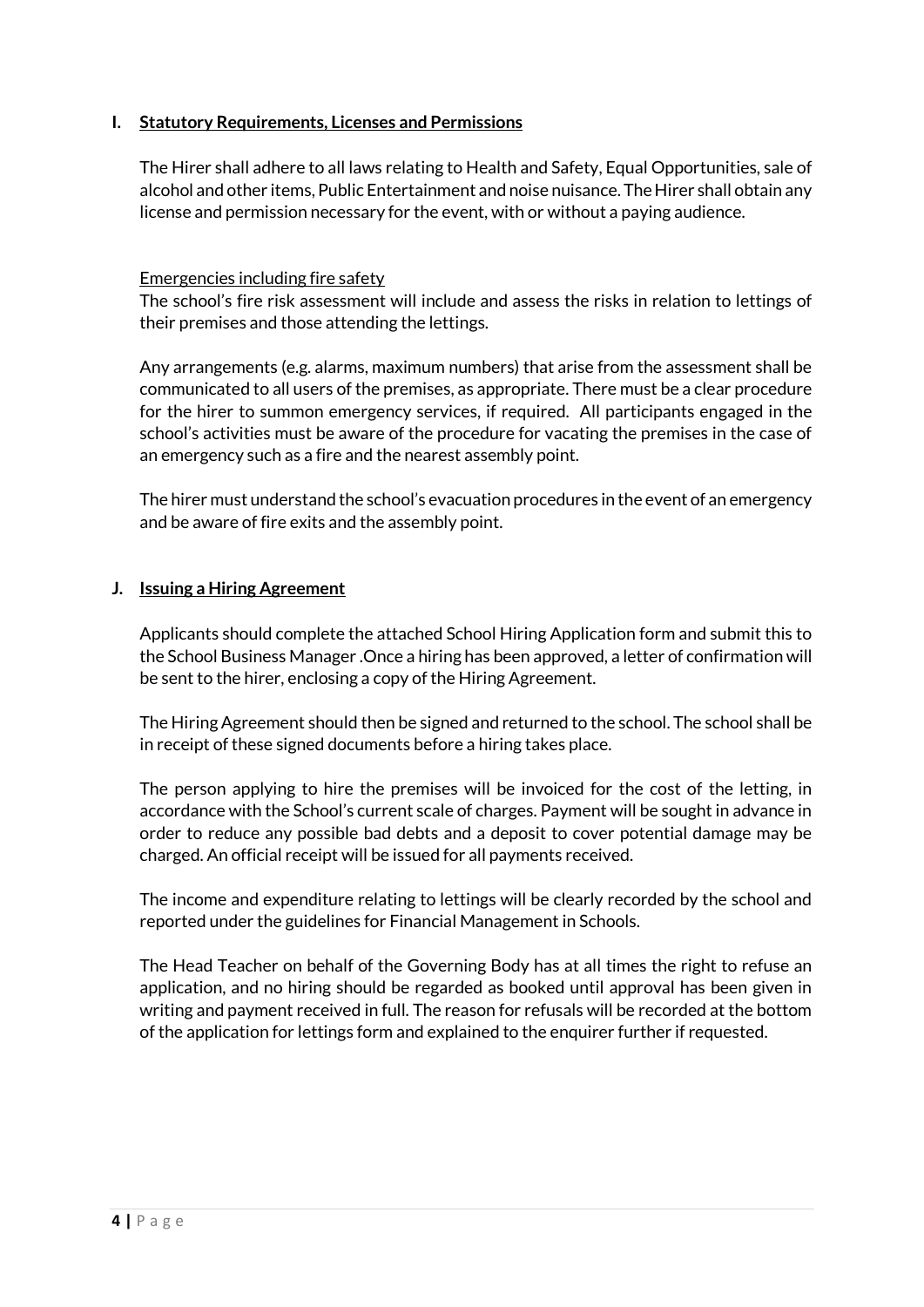## I. Statutory Requirements, Licenses and Permissions

The Hirer shall adhere to all laws relating to Health and Safety, Equal Opportunities, sale of alcohol and other items, Public Entertainment and noise nuisance. The Hirer shall obtain any license and permission necessary for the event, with or without a paying audience.

### Emergencies including fire safety

The school's fire risk assessment will include and assess the risks in relation to lettings of their premises and those attending the lettings.

Any arrangements (e.g. alarms, maximum numbers) that arise from the assessment shall be communicated to all users of the premises, as appropriate. There must be a clear procedure for the hirer to summon emergency services, if required. All participants engaged in the school's activities must be aware of the procedure for vacating the premises in the case of an emergency such as a fire and the nearest assembly point.

The hirer must understand the school's evacuation procedures in the event of an emergency and be aware of fire exits and the assembly point.

## J. Issuing a Hiring Agreement

Applicants should complete the attached School Hiring Application form and submit this to the School Business Manager .Once a hiring has been approved, a letter of confirmation will be sent to the hirer, enclosing a copy of the Hiring Agreement.

The Hiring Agreement should then be signed and returned to the school. The school shall be in receipt of these signed documents before a hiring takes place.

The person applying to hire the premises will be invoiced for the cost of the letting, in accordance with the School's current scale of charges. Payment will be sought in advance in order to reduce any possible bad debts and a deposit to cover potential damage may be charged. An official receipt will be issued for all payments received.

The income and expenditure relating to lettings will be clearly recorded by the school and reported under the guidelines for Financial Management in Schools.

The Head Teacher on behalf of the Governing Body has at all times the right to refuse an application, and no hiring should be regarded as booked until approval has been given in writing and payment received in full. The reason for refusals will be recorded at the bottom of the application for lettings form and explained to the enquirer further if requested.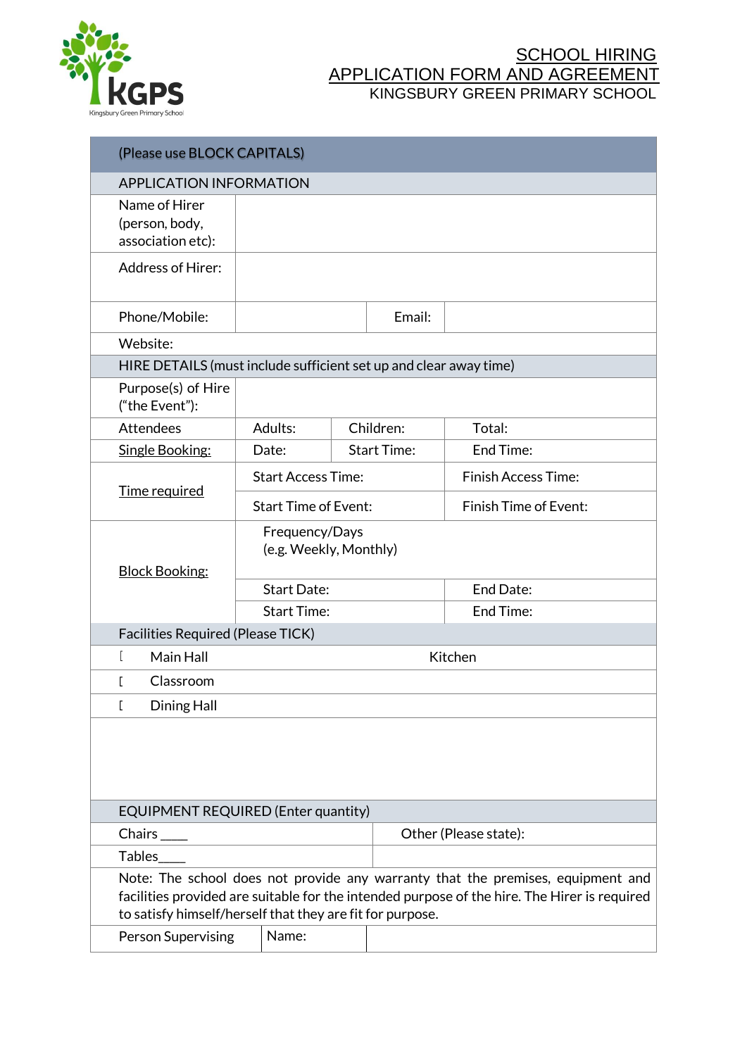# SCHOOL HIRING
# APPLICATION FORM AND AGREEMENT
KINGSBURY GREEN PRIMARY SCHOOL

| (Please use BLOCK CAPITALS) | | | |
|---|---|---|---|
| **APPLICATION INFORMATION** | | | |
| Name of Hirer (person, body, association etc): | | | |
| Address of Hirer: | | | |
| Phone/Mobile: | | Email: | |
| Website: | | | |
| **HIRE DETAILS (must include sufficient set up and clear away time)** | | | |
| Purpose(s) of Hire ("the Event"): | | | |
| Attendees | Adults: | Children: | Total: |
| Single Booking: | Date: | Start Time: | End Time: |
| Time required | Start Access Time: | | Finish Access Time: |
| | Start Time of Event: | | Finish Time of Event: |
| Block Booking: | Frequency/Days (e.g. Weekly, Monthly) | | |
| | Start Date: | | End Date: |
| | Start Time: | | End Time: |
| **Facilities Required (Please TICK)** | | | |
| [ Main Hall | | Kitchen | |
| [ Classroom | | | |
| [ Dining Hall | | | |
| | | | |
| **EQUIPMENT REQUIRED (Enter quantity)** | | | |
| Chairs ____ | | Other (Please state): | |
| Tables____ | | | |
| Note: The school does not provide any warranty that the premises, equipment and facilities provided are suitable for the intended purpose of the hire. The Hirer is required to satisfy himself/herself that they are fit for purpose. | | | |
| Person Supervising | Name: | | |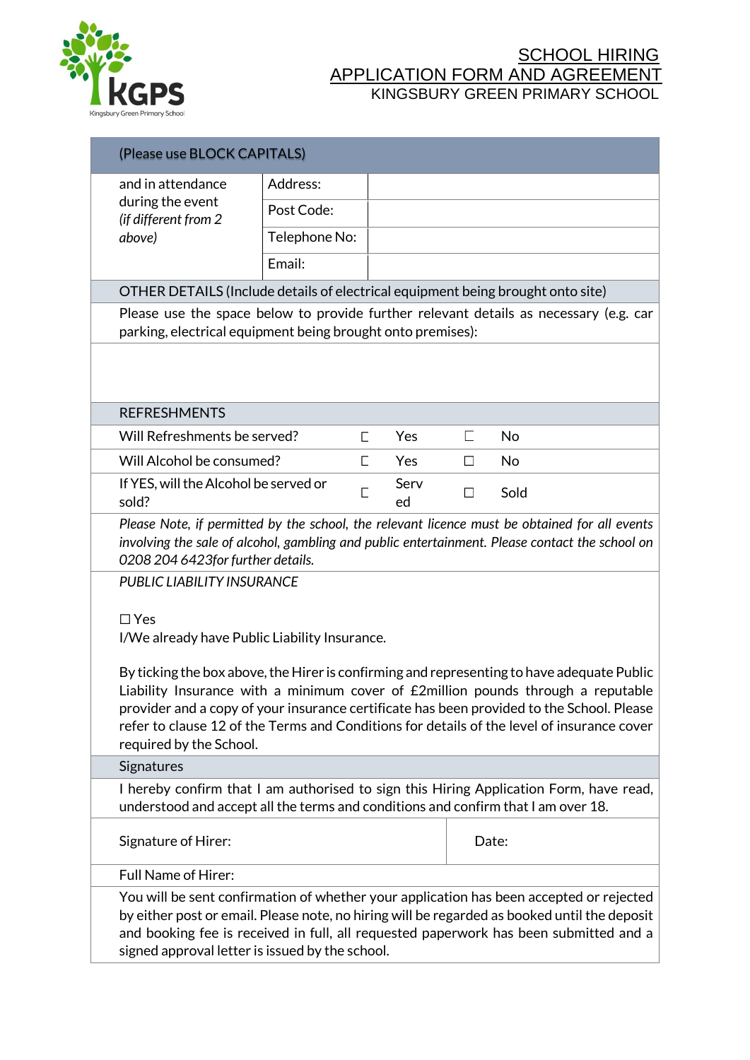# SCHOOL HIRING APPLICATION FORM AND AGREEMENT

KINGSBURY GREEN PRIMARY SCHOOL

| (Please use BLOCK CAPITALS) | | |
|---|---|---|
| and in attendance during the event *(if different from 2 above)* | Address: | |
| | Post Code: | |
| | Telephone No: | |
| | Email: | |

**OTHER DETAILS (Include details of electrical equipment being brought onto site)**

Please use the space below to provide further relevant details as necessary (e.g. car parking, electrical equipment being brought onto premises):

**REFRESHMENTS**

| | | | | |
|---|---|---|---|---|
| Will Refreshments be served? | ☐ | Yes | ☐ | No |
| Will Alcohol be consumed? | ☐ | Yes | ☐ | No |
| If YES, will the Alcohol be served or sold? | ☐ | Served | ☐ | Sold |

*Please Note, if permitted by the school, the relevant licence must be obtained for all events involving the sale of alcohol, gambling and public entertainment. Please contact the school on 0208 204 6423for further details.*

*PUBLIC LIABILITY INSURANCE*

☐ Yes
I/We already have Public Liability Insurance.

By ticking the box above, the Hirer is confirming and representing to have adequate Public Liability Insurance with a minimum cover of £2million pounds through a reputable provider and a copy of your insurance certificate has been provided to the School. Please refer to clause 12 of the Terms and Conditions for details of the level of insurance cover required by the School.

**Signatures**

I hereby confirm that I am authorised to sign this Hiring Application Form, have read, understood and accept all the terms and conditions and confirm that I am over 18.

| Signature of Hirer: | Date: |
|---|---|

Full Name of Hirer:

You will be sent confirmation of whether your application has been accepted or rejected by either post or email. Please note, no hiring will be regarded as booked until the deposit and booking fee is received in full, all requested paperwork has been submitted and a signed approval letter is issued by the school.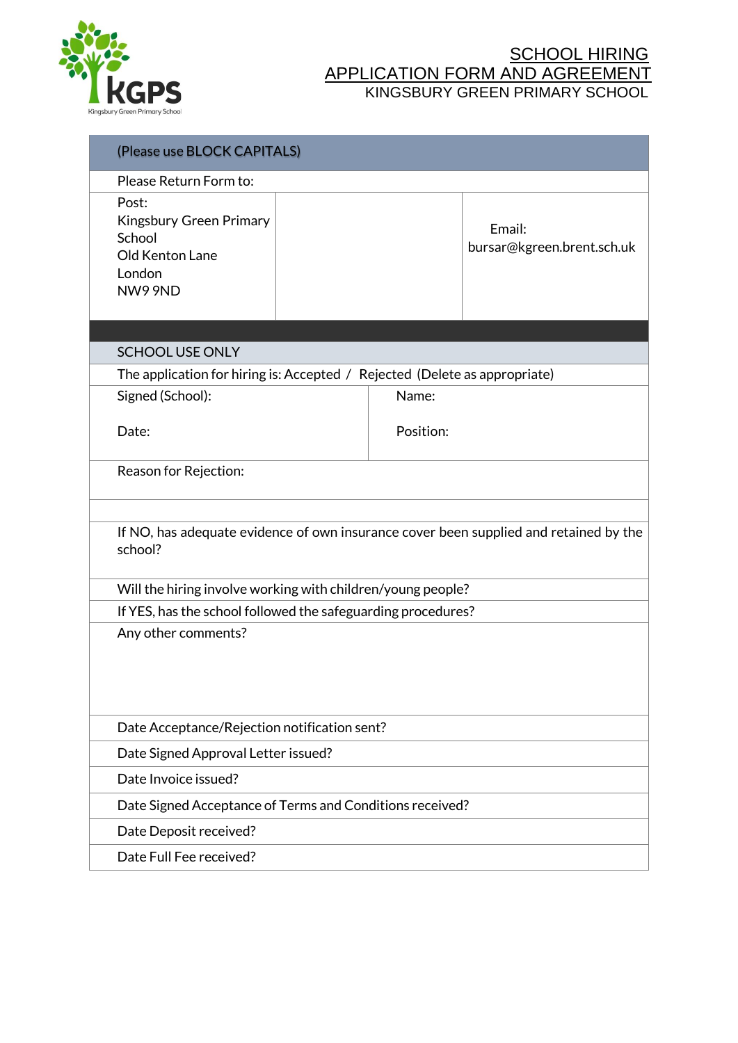# SCHOOL HIRING APPLICATION FORM AND AGREEMENT

KINGSBURY GREEN PRIMARY SCHOOL

| (Please use BLOCK CAPITALS) | | |
|---|---|---|
| Please Return Form to: | | |
| Post:<br>Kingsbury Green Primary School<br>Old Kenton Lane<br>London<br>NW9 9ND | | Email:<br>bursar@kgreen.brent.sch.uk |

| SCHOOL USE ONLY | |
|---|---|
| The application for hiring is: Accepted / Rejected (Delete as appropriate) | |
| Signed (School):<br><br>Date: | Name:<br><br>Position: |
| Reason for Rejection: | |
| | |
| If NO, has adequate evidence of own insurance cover been supplied and retained by the school? | |
| Will the hiring involve working with children/young people? | |
| If YES, has the school followed the safeguarding procedures? | |
| Any other comments? | |
| Date Acceptance/Rejection notification sent? | |
| Date Signed Approval Letter issued? | |
| Date Invoice issued? | |
| Date Signed Acceptance of Terms and Conditions received? | |
| Date Deposit received? | |
| Date Full Fee received? | |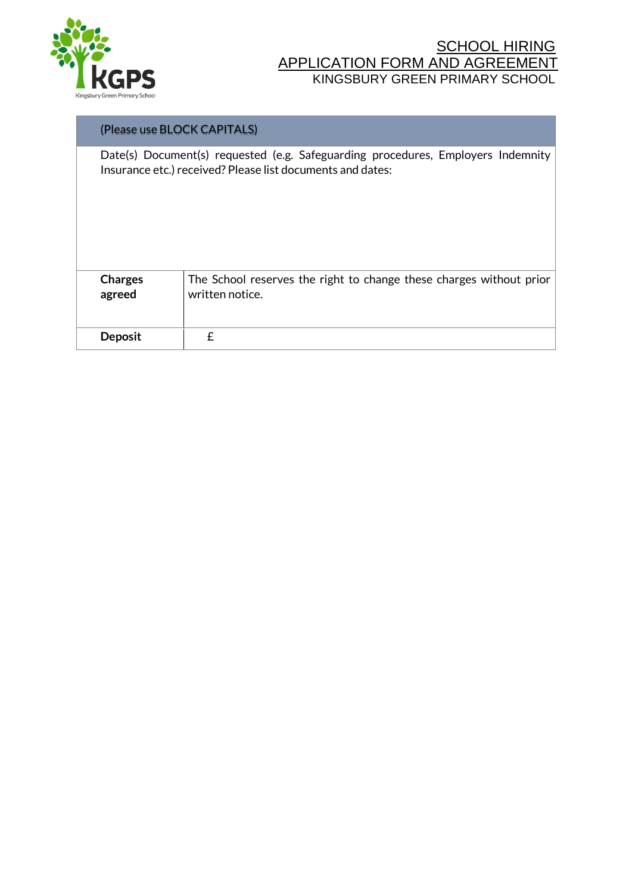# SCHOOL HIRING APPLICATION FORM AND AGREEMENT

KINGSBURY GREEN PRIMARY SCHOOL

| (Please use BLOCK CAPITALS) | |
|---|---|
| Date(s) Document(s) requested (e.g. Safeguarding procedures, Employers Indemnity Insurance etc.) received? Please list documents and dates: | |
| **Charges agreed** | The School reserves the right to change these charges without prior written notice. |
| **Deposit** | £ |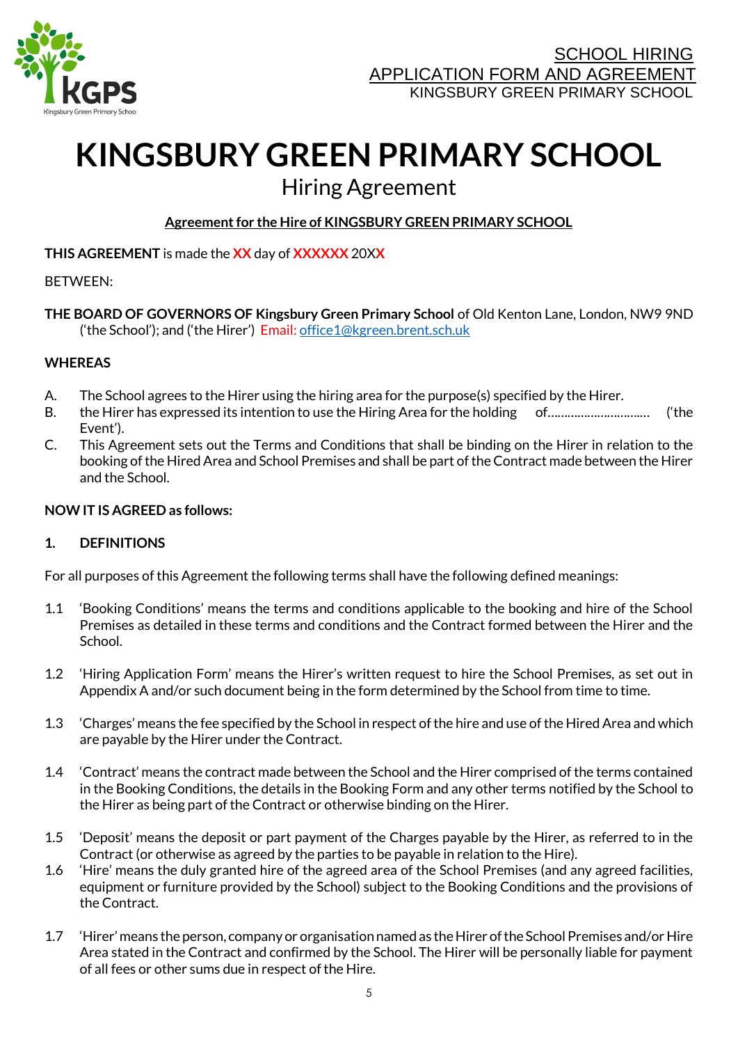SCHOOL HIRING
APPLICATION FORM AND AGREEMENT
KINGSBURY GREEN PRIMARY SCHOOL

# KINGSBURY GREEN PRIMARY SCHOOL

## Hiring Agreement

**Agreement for the Hire of KINGSBURY GREEN PRIMARY SCHOOL**

**THIS AGREEMENT** is made the **XX** day of **XXXXXX** 20X**X**

BETWEEN:

**THE BOARD OF GOVERNORS OF Kingsbury Green Primary School** of Old Kenton Lane, London, NW9 9ND ('the School'); and ('the Hirer') Email: office1@kgreen.brent.sch.uk

**WHEREAS**

A. The School agrees to the Hirer using the hiring area for the purpose(s) specified by the Hirer.
B. the Hirer has expressed its intention to use the Hiring Area for the holding of………………………… ('the Event').
C. This Agreement sets out the Terms and Conditions that shall be binding on the Hirer in relation to the booking of the Hired Area and School Premises and shall be part of the Contract made between the Hirer and the School.

**NOW IT IS AGREED as follows:**

**1. DEFINITIONS**

For all purposes of this Agreement the following terms shall have the following defined meanings:

1.1 'Booking Conditions' means the terms and conditions applicable to the booking and hire of the School Premises as detailed in these terms and conditions and the Contract formed between the Hirer and the School.

1.2 'Hiring Application Form' means the Hirer's written request to hire the School Premises, as set out in Appendix A and/or such document being in the form determined by the School from time to time.

1.3 'Charges' means the fee specified by the School in respect of the hire and use of the Hired Area and which are payable by the Hirer under the Contract.

1.4 'Contract' means the contract made between the School and the Hirer comprised of the terms contained in the Booking Conditions, the details in the Booking Form and any other terms notified by the School to the Hirer as being part of the Contract or otherwise binding on the Hirer.

1.5 'Deposit' means the deposit or part payment of the Charges payable by the Hirer, as referred to in the Contract (or otherwise as agreed by the parties to be payable in relation to the Hire).

1.6 'Hire' means the duly granted hire of the agreed area of the School Premises (and any agreed facilities, equipment or furniture provided by the School) subject to the Booking Conditions and the provisions of the Contract.

1.7 'Hirer' means the person, company or organisation named as the Hirer of the School Premises and/or Hire Area stated in the Contract and confirmed by the School. The Hirer will be personally liable for payment of all fees or other sums due in respect of the Hire.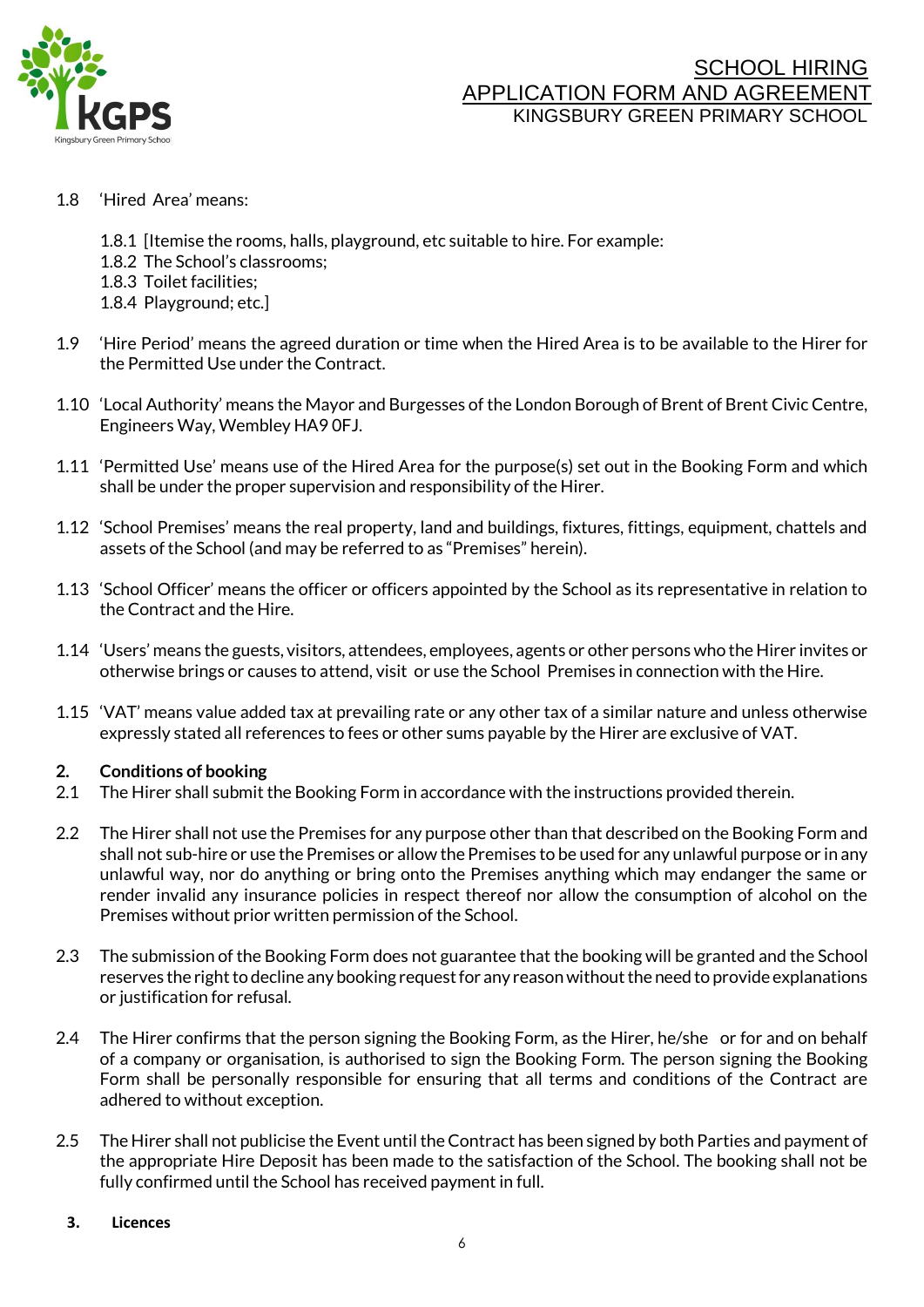1.8 'Hired Area' means:

1.8.1 [Itemise the rooms, halls, playground, etc suitable to hire. For example:
1.8.2 The School's classrooms;
1.8.3 Toilet facilities;
1.8.4 Playground; etc.]

1.9 'Hire Period' means the agreed duration or time when the Hired Area is to be available to the Hirer for the Permitted Use under the Contract.

1.10 'Local Authority' means the Mayor and Burgesses of the London Borough of Brent of Brent Civic Centre, Engineers Way, Wembley HA9 0FJ.

1.11 'Permitted Use' means use of the Hired Area for the purpose(s) set out in the Booking Form and which shall be under the proper supervision and responsibility of the Hirer.

1.12 'School Premises' means the real property, land and buildings, fixtures, fittings, equipment, chattels and assets of the School (and may be referred to as "Premises" herein).

1.13 'School Officer' means the officer or officers appointed by the School as its representative in relation to the Contract and the Hire.

1.14 'Users' means the guests, visitors, attendees, employees, agents or other persons who the Hirer invites or otherwise brings or causes to attend, visit or use the School Premises in connection with the Hire.

1.15 'VAT' means value added tax at prevailing rate or any other tax of a similar nature and unless otherwise expressly stated all references to fees or other sums payable by the Hirer are exclusive of VAT.

## 2. Conditions of booking

2.1 The Hirer shall submit the Booking Form in accordance with the instructions provided therein.

2.2 The Hirer shall not use the Premises for any purpose other than that described on the Booking Form and shall not sub-hire or use the Premises or allow the Premises to be used for any unlawful purpose or in any unlawful way, nor do anything or bring onto the Premises anything which may endanger the same or render invalid any insurance policies in respect thereof nor allow the consumption of alcohol on the Premises without prior written permission of the School.

2.3 The submission of the Booking Form does not guarantee that the booking will be granted and the School reserves the right to decline any booking request for any reason without the need to provide explanations or justification for refusal.

2.4 The Hirer confirms that the person signing the Booking Form, as the Hirer, he/she or for and on behalf of a company or organisation, is authorised to sign the Booking Form. The person signing the Booking Form shall be personally responsible for ensuring that all terms and conditions of the Contract are adhered to without exception.

2.5 The Hirer shall not publicise the Event until the Contract has been signed by both Parties and payment of the appropriate Hire Deposit has been made to the satisfaction of the School. The booking shall not be fully confirmed until the School has received payment in full.

## 3. Licences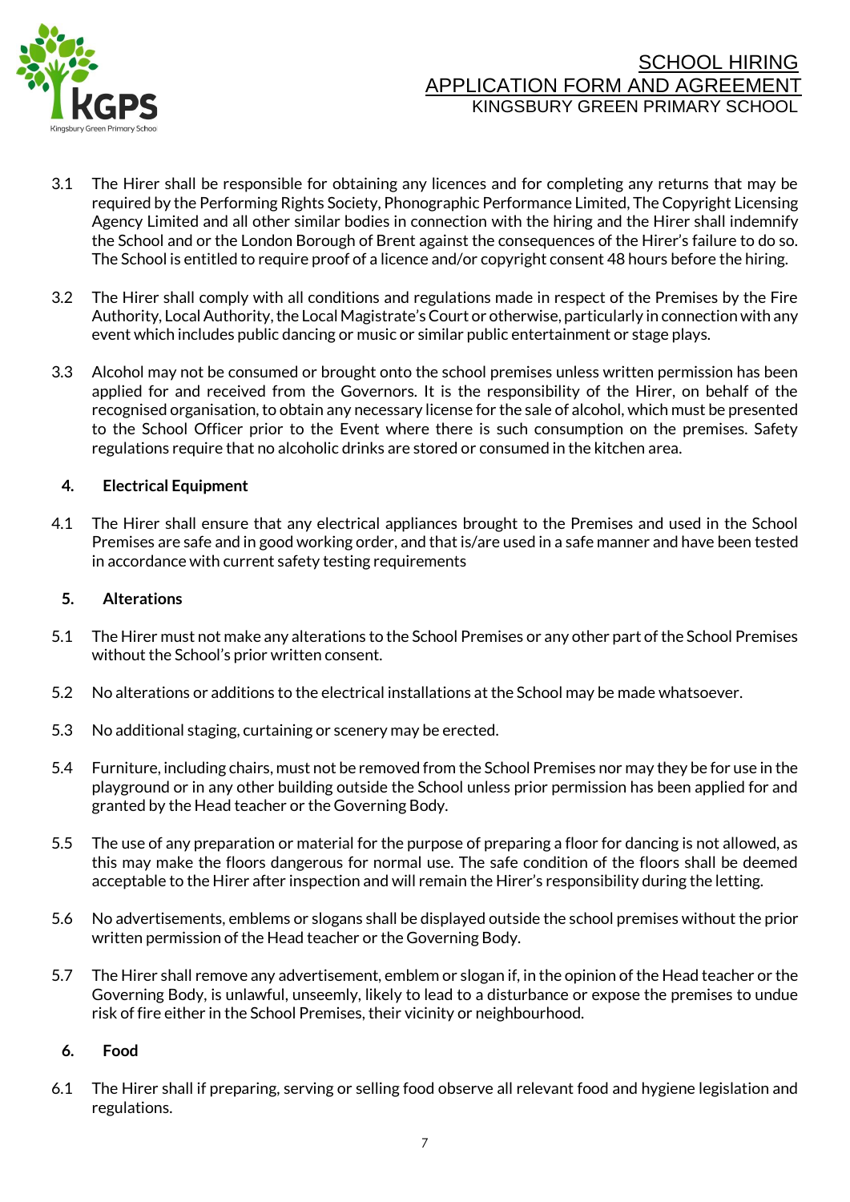3.1 The Hirer shall be responsible for obtaining any licences and for completing any returns that may be required by the Performing Rights Society, Phonographic Performance Limited, The Copyright Licensing Agency Limited and all other similar bodies in connection with the hiring and the Hirer shall indemnify the School and or the London Borough of Brent against the consequences of the Hirer's failure to do so. The School is entitled to require proof of a licence and/or copyright consent 48 hours before the hiring.

3.2 The Hirer shall comply with all conditions and regulations made in respect of the Premises by the Fire Authority, Local Authority, the Local Magistrate's Court or otherwise, particularly in connection with any event which includes public dancing or music or similar public entertainment or stage plays.

3.3 Alcohol may not be consumed or brought onto the school premises unless written permission has been applied for and received from the Governors. It is the responsibility of the Hirer, on behalf of the recognised organisation, to obtain any necessary license for the sale of alcohol, which must be presented to the School Officer prior to the Event where there is such consumption on the premises. Safety regulations require that no alcoholic drinks are stored or consumed in the kitchen area.

## 4. Electrical Equipment

4.1 The Hirer shall ensure that any electrical appliances brought to the Premises and used in the School Premises are safe and in good working order, and that is/are used in a safe manner and have been tested in accordance with current safety testing requirements

## 5. Alterations

5.1 The Hirer must not make any alterations to the School Premises or any other part of the School Premises without the School's prior written consent.

5.2 No alterations or additions to the electrical installations at the School may be made whatsoever.

5.3 No additional staging, curtaining or scenery may be erected.

5.4 Furniture, including chairs, must not be removed from the School Premises nor may they be for use in the playground or in any other building outside the School unless prior permission has been applied for and granted by the Head teacher or the Governing Body.

5.5 The use of any preparation or material for the purpose of preparing a floor for dancing is not allowed, as this may make the floors dangerous for normal use. The safe condition of the floors shall be deemed acceptable to the Hirer after inspection and will remain the Hirer's responsibility during the letting.

5.6 No advertisements, emblems or slogans shall be displayed outside the school premises without the prior written permission of the Head teacher or the Governing Body.

5.7 The Hirer shall remove any advertisement, emblem or slogan if, in the opinion of the Head teacher or the Governing Body, is unlawful, unseemly, likely to lead to a disturbance or expose the premises to undue risk of fire either in the School Premises, their vicinity or neighbourhood.

## 6. Food

6.1 The Hirer shall if preparing, serving or selling food observe all relevant food and hygiene legislation and regulations.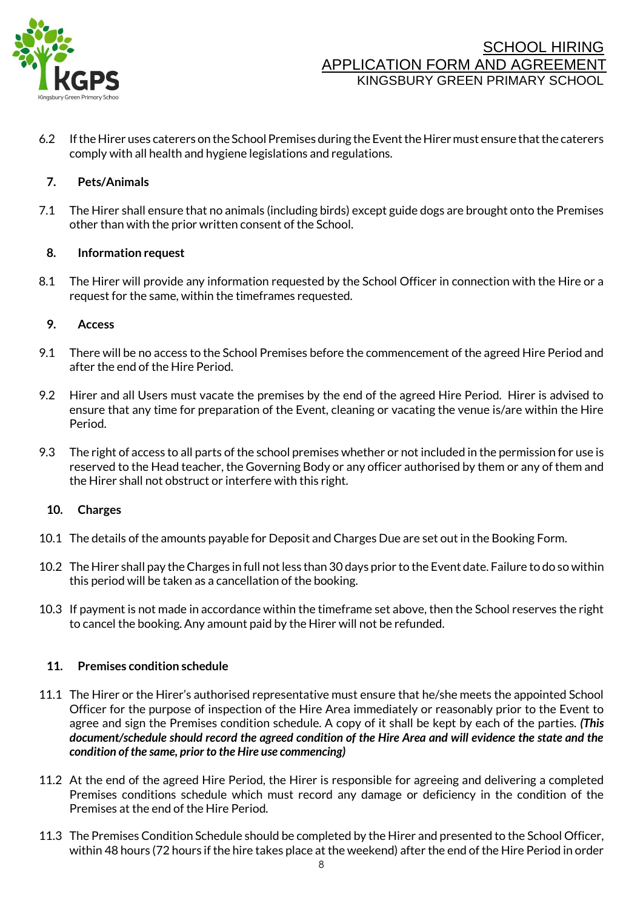6.2 If the Hirer uses caterers on the School Premises during the Event the Hirer must ensure that the caterers comply with all health and hygiene legislations and regulations.

## 7. Pets/Animals

7.1 The Hirer shall ensure that no animals (including birds) except guide dogs are brought onto the Premises other than with the prior written consent of the School.

## 8. Information request

8.1 The Hirer will provide any information requested by the School Officer in connection with the Hire or a request for the same, within the timeframes requested.

## 9. Access

9.1 There will be no access to the School Premises before the commencement of the agreed Hire Period and after the end of the Hire Period.

9.2 Hirer and all Users must vacate the premises by the end of the agreed Hire Period. Hirer is advised to ensure that any time for preparation of the Event, cleaning or vacating the venue is/are within the Hire Period.

9.3 The right of access to all parts of the school premises whether or not included in the permission for use is reserved to the Head teacher, the Governing Body or any officer authorised by them or any of them and the Hirer shall not obstruct or interfere with this right.

## 10. Charges

10.1 The details of the amounts payable for Deposit and Charges Due are set out in the Booking Form.

10.2 The Hirer shall pay the Charges in full not less than 30 days prior to the Event date. Failure to do so within this period will be taken as a cancellation of the booking.

10.3 If payment is not made in accordance within the timeframe set above, then the School reserves the right to cancel the booking. Any amount paid by the Hirer will not be refunded.

## 11. Premises condition schedule

11.1 The Hirer or the Hirer's authorised representative must ensure that he/she meets the appointed School Officer for the purpose of inspection of the Hire Area immediately or reasonably prior to the Event to agree and sign the Premises condition schedule. A copy of it shall be kept by each of the parties. ***(This document/schedule should record the agreed condition of the Hire Area and will evidence the state and the condition of the same, prior to the Hire use commencing)***

11.2 At the end of the agreed Hire Period, the Hirer is responsible for agreeing and delivering a completed Premises conditions schedule which must record any damage or deficiency in the condition of the Premises at the end of the Hire Period.

11.3 The Premises Condition Schedule should be completed by the Hirer and presented to the School Officer, within 48 hours (72 hours if the hire takes place at the weekend) after the end of the Hire Period in order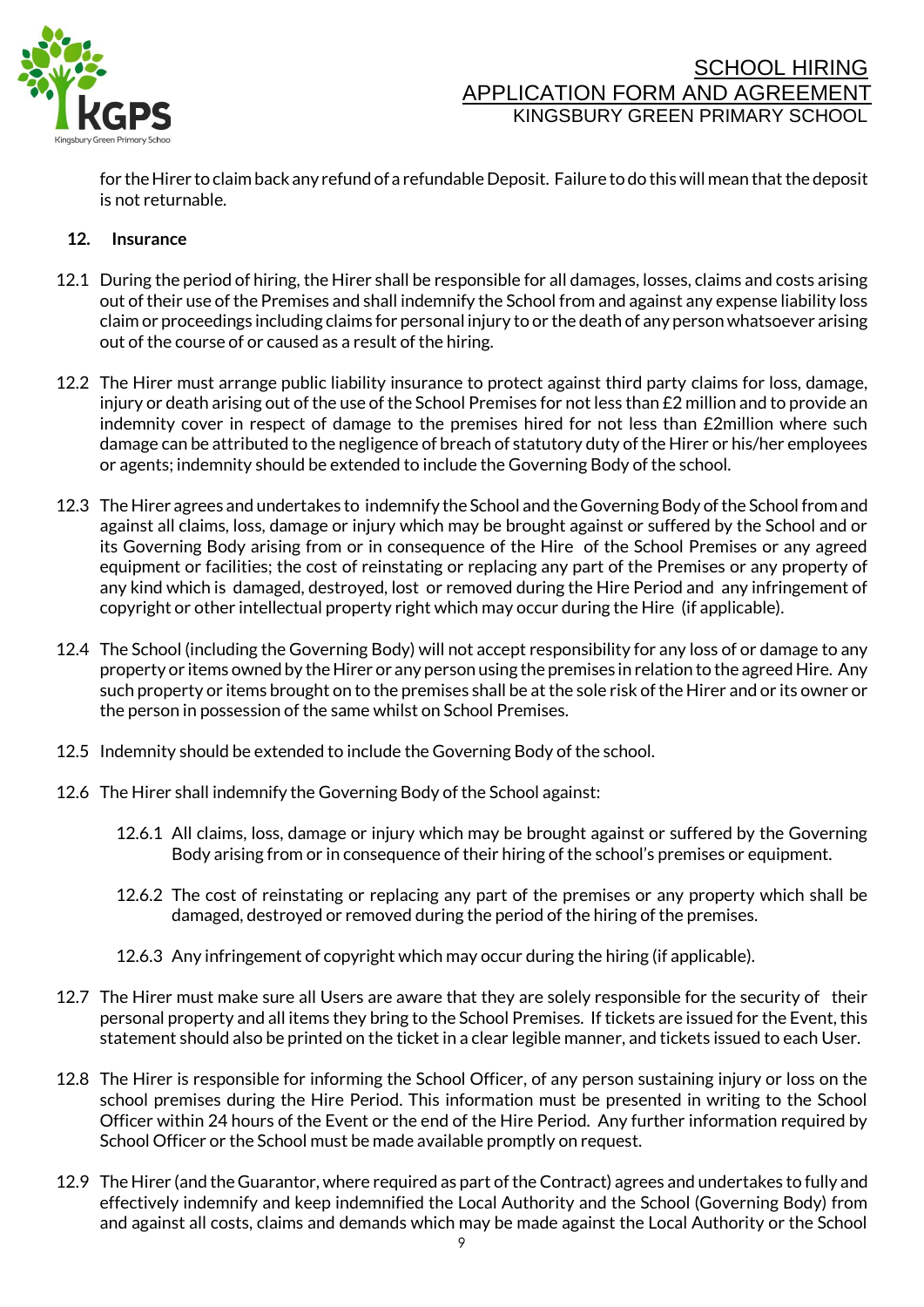for the Hirer to claim back any refund of a refundable Deposit. Failure to do this will mean that the deposit is not returnable.

**12. Insurance**

12.1 During the period of hiring, the Hirer shall be responsible for all damages, losses, claims and costs arising out of their use of the Premises and shall indemnify the School from and against any expense liability loss claim or proceedings including claims for personal injury to or the death of any person whatsoever arising out of the course of or caused as a result of the hiring.

12.2 The Hirer must arrange public liability insurance to protect against third party claims for loss, damage, injury or death arising out of the use of the School Premises for not less than £2 million and to provide an indemnity cover in respect of damage to the premises hired for not less than £2million where such damage can be attributed to the negligence of breach of statutory duty of the Hirer or his/her employees or agents; indemnity should be extended to include the Governing Body of the school.

12.3 The Hirer agrees and undertakes to indemnify the School and the Governing Body of the School from and against all claims, loss, damage or injury which may be brought against or suffered by the School and or its Governing Body arising from or in consequence of the Hire of the School Premises or any agreed equipment or facilities; the cost of reinstating or replacing any part of the Premises or any property of any kind which is damaged, destroyed, lost or removed during the Hire Period and any infringement of copyright or other intellectual property right which may occur during the Hire (if applicable).

12.4 The School (including the Governing Body) will not accept responsibility for any loss of or damage to any property or items owned by the Hirer or any person using the premises in relation to the agreed Hire. Any such property or items brought on to the premises shall be at the sole risk of the Hirer and or its owner or the person in possession of the same whilst on School Premises.

12.5 Indemnity should be extended to include the Governing Body of the school.

12.6 The Hirer shall indemnify the Governing Body of the School against:

12.6.1 All claims, loss, damage or injury which may be brought against or suffered by the Governing Body arising from or in consequence of their hiring of the school's premises or equipment.

12.6.2 The cost of reinstating or replacing any part of the premises or any property which shall be damaged, destroyed or removed during the period of the hiring of the premises.

12.6.3 Any infringement of copyright which may occur during the hiring (if applicable).

12.7 The Hirer must make sure all Users are aware that they are solely responsible for the security of their personal property and all items they bring to the School Premises. If tickets are issued for the Event, this statement should also be printed on the ticket in a clear legible manner, and tickets issued to each User.

12.8 The Hirer is responsible for informing the School Officer, of any person sustaining injury or loss on the school premises during the Hire Period. This information must be presented in writing to the School Officer within 24 hours of the Event or the end of the Hire Period. Any further information required by School Officer or the School must be made available promptly on request.

12.9 The Hirer (and the Guarantor, where required as part of the Contract) agrees and undertakes to fully and effectively indemnify and keep indemnified the Local Authority and the School (Governing Body) from and against all costs, claims and demands which may be made against the Local Authority or the School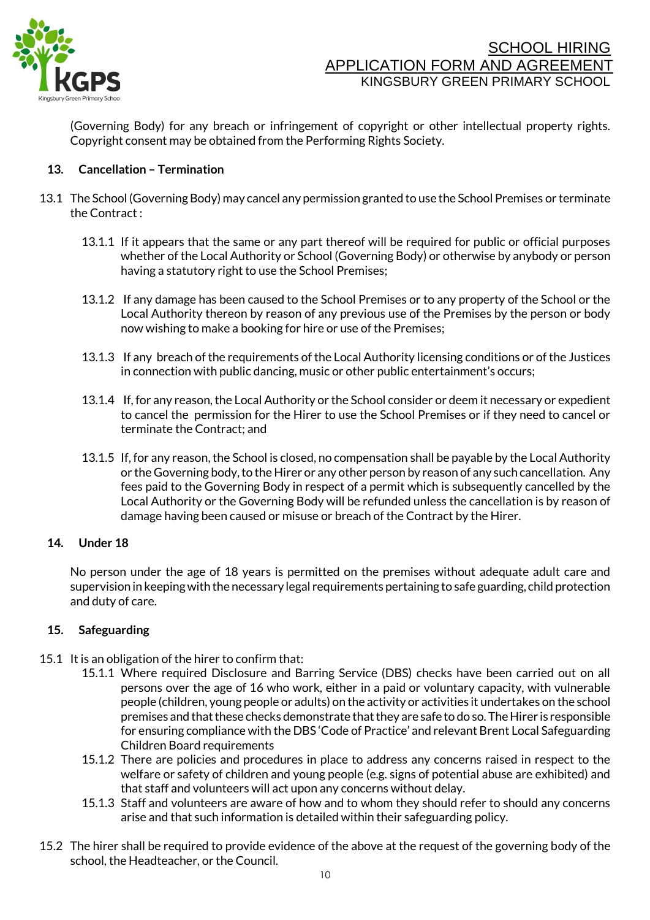(Governing Body) for any breach or infringement of copyright or other intellectual property rights. Copyright consent may be obtained from the Performing Rights Society.

## 13. Cancellation – Termination

13.1 The School (Governing Body) may cancel any permission granted to use the School Premises or terminate the Contract :

13.1.1 If it appears that the same or any part thereof will be required for public or official purposes whether of the Local Authority or School (Governing Body) or otherwise by anybody or person having a statutory right to use the School Premises;

13.1.2 If any damage has been caused to the School Premises or to any property of the School or the Local Authority thereon by reason of any previous use of the Premises by the person or body now wishing to make a booking for hire or use of the Premises;

13.1.3 If any breach of the requirements of the Local Authority licensing conditions or of the Justices in connection with public dancing, music or other public entertainment's occurs;

13.1.4 If, for any reason, the Local Authority or the School consider or deem it necessary or expedient to cancel the permission for the Hirer to use the School Premises or if they need to cancel or terminate the Contract; and

13.1.5 If, for any reason, the School is closed, no compensation shall be payable by the Local Authority or the Governing body, to the Hirer or any other person by reason of any such cancellation. Any fees paid to the Governing Body in respect of a permit which is subsequently cancelled by the Local Authority or the Governing Body will be refunded unless the cancellation is by reason of damage having been caused or misuse or breach of the Contract by the Hirer.

## 14. Under 18

No person under the age of 18 years is permitted on the premises without adequate adult care and supervision in keeping with the necessary legal requirements pertaining to safe guarding, child protection and duty of care.

## 15. Safeguarding

15.1 It is an obligation of the hirer to confirm that:

15.1.1 Where required Disclosure and Barring Service (DBS) checks have been carried out on all persons over the age of 16 who work, either in a paid or voluntary capacity, with vulnerable people (children, young people or adults) on the activity or activities it undertakes on the school premises and that these checks demonstrate that they are safe to do so. The Hirer is responsible for ensuring compliance with the DBS 'Code of Practice' and relevant Brent Local Safeguarding Children Board requirements

15.1.2 There are policies and procedures in place to address any concerns raised in respect to the welfare or safety of children and young people (e.g. signs of potential abuse are exhibited) and that staff and volunteers will act upon any concerns without delay.

15.1.3 Staff and volunteers are aware of how and to whom they should refer to should any concerns arise and that such information is detailed within their safeguarding policy.

15.2 The hirer shall be required to provide evidence of the above at the request of the governing body of the school, the Headteacher, or the Council.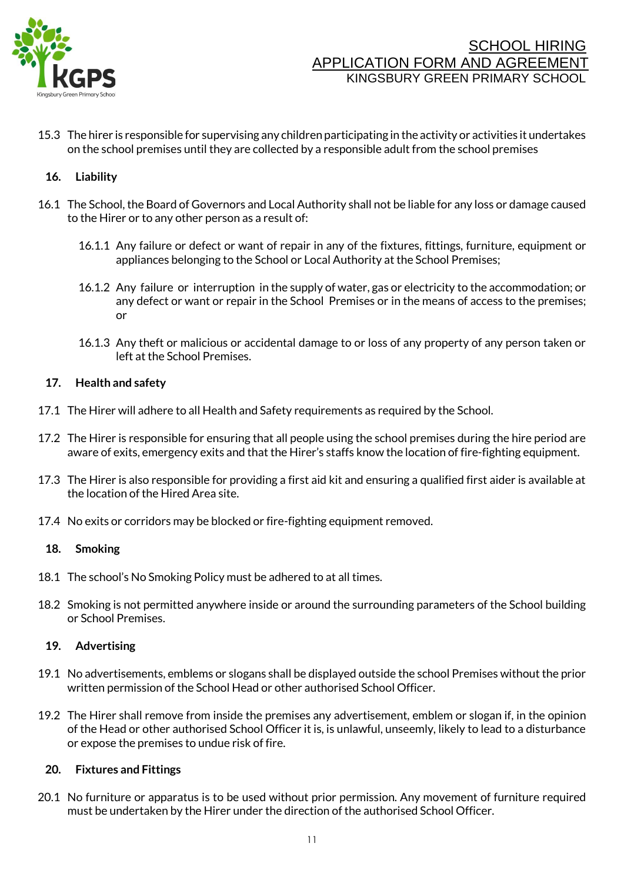15.3 The hirer is responsible for supervising any children participating in the activity or activities it undertakes on the school premises until they are collected by a responsible adult from the school premises

## 16. Liability

16.1 The School, the Board of Governors and Local Authority shall not be liable for any loss or damage caused to the Hirer or to any other person as a result of:

16.1.1 Any failure or defect or want of repair in any of the fixtures, fittings, furniture, equipment or appliances belonging to the School or Local Authority at the School Premises;

16.1.2 Any failure or interruption in the supply of water, gas or electricity to the accommodation; or any defect or want or repair in the School Premises or in the means of access to the premises; or

16.1.3 Any theft or malicious or accidental damage to or loss of any property of any person taken or left at the School Premises.

## 17. Health and safety

17.1 The Hirer will adhere to all Health and Safety requirements as required by the School.

17.2 The Hirer is responsible for ensuring that all people using the school premises during the hire period are aware of exits, emergency exits and that the Hirer's staffs know the location of fire-fighting equipment.

17.3 The Hirer is also responsible for providing a first aid kit and ensuring a qualified first aider is available at the location of the Hired Area site.

17.4 No exits or corridors may be blocked or fire-fighting equipment removed.

## 18. Smoking

18.1 The school's No Smoking Policy must be adhered to at all times.

18.2 Smoking is not permitted anywhere inside or around the surrounding parameters of the School building or School Premises.

## 19. Advertising

19.1 No advertisements, emblems or slogans shall be displayed outside the school Premises without the prior written permission of the School Head or other authorised School Officer.

19.2 The Hirer shall remove from inside the premises any advertisement, emblem or slogan if, in the opinion of the Head or other authorised School Officer it is, is unlawful, unseemly, likely to lead to a disturbance or expose the premises to undue risk of fire.

## 20. Fixtures and Fittings

20.1 No furniture or apparatus is to be used without prior permission. Any movement of furniture required must be undertaken by the Hirer under the direction of the authorised School Officer.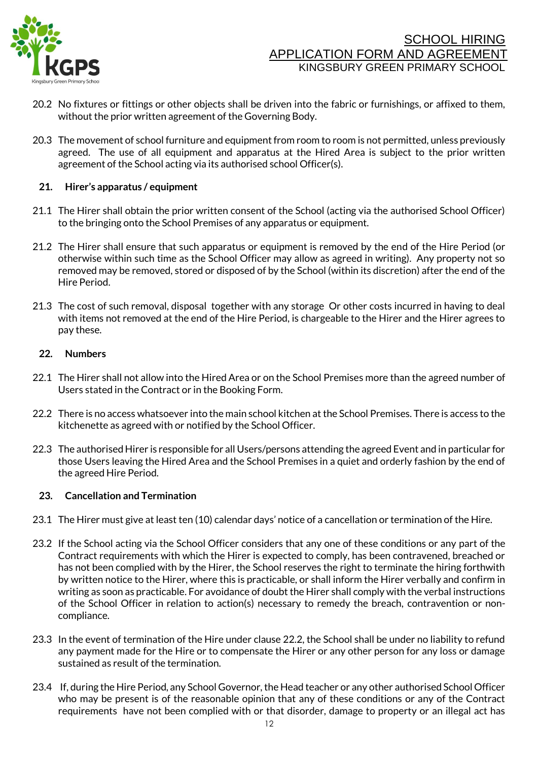20.2 No fixtures or fittings or other objects shall be driven into the fabric or furnishings, or affixed to them, without the prior written agreement of the Governing Body.

20.3 The movement of school furniture and equipment from room to room is not permitted, unless previously agreed. The use of all equipment and apparatus at the Hired Area is subject to the prior written agreement of the School acting via its authorised school Officer(s).

**21. Hirer's apparatus / equipment**

21.1 The Hirer shall obtain the prior written consent of the School (acting via the authorised School Officer) to the bringing onto the School Premises of any apparatus or equipment.

21.2 The Hirer shall ensure that such apparatus or equipment is removed by the end of the Hire Period (or otherwise within such time as the School Officer may allow as agreed in writing). Any property not so removed may be removed, stored or disposed of by the School (within its discretion) after the end of the Hire Period.

21.3 The cost of such removal, disposal together with any storage Or other costs incurred in having to deal with items not removed at the end of the Hire Period, is chargeable to the Hirer and the Hirer agrees to pay these.

**22. Numbers**

22.1 The Hirer shall not allow into the Hired Area or on the School Premises more than the agreed number of Users stated in the Contract or in the Booking Form.

22.2 There is no access whatsoever into the main school kitchen at the School Premises. There is access to the kitchenette as agreed with or notified by the School Officer.

22.3 The authorised Hirer is responsible for all Users/persons attending the agreed Event and in particular for those Users leaving the Hired Area and the School Premises in a quiet and orderly fashion by the end of the agreed Hire Period.

**23. Cancellation and Termination**

23.1 The Hirer must give at least ten (10) calendar days' notice of a cancellation or termination of the Hire.

23.2 If the School acting via the School Officer considers that any one of these conditions or any part of the Contract requirements with which the Hirer is expected to comply, has been contravened, breached or has not been complied with by the Hirer, the School reserves the right to terminate the hiring forthwith by written notice to the Hirer, where this is practicable, or shall inform the Hirer verbally and confirm in writing as soon as practicable. For avoidance of doubt the Hirer shall comply with the verbal instructions of the School Officer in relation to action(s) necessary to remedy the breach, contravention or non-compliance.

23.3 In the event of termination of the Hire under clause 22.2, the School shall be under no liability to refund any payment made for the Hire or to compensate the Hirer or any other person for any loss or damage sustained as result of the termination.

23.4 If, during the Hire Period, any School Governor, the Head teacher or any other authorised School Officer who may be present is of the reasonable opinion that any of these conditions or any of the Contract requirements have not been complied with or that disorder, damage to property or an illegal act has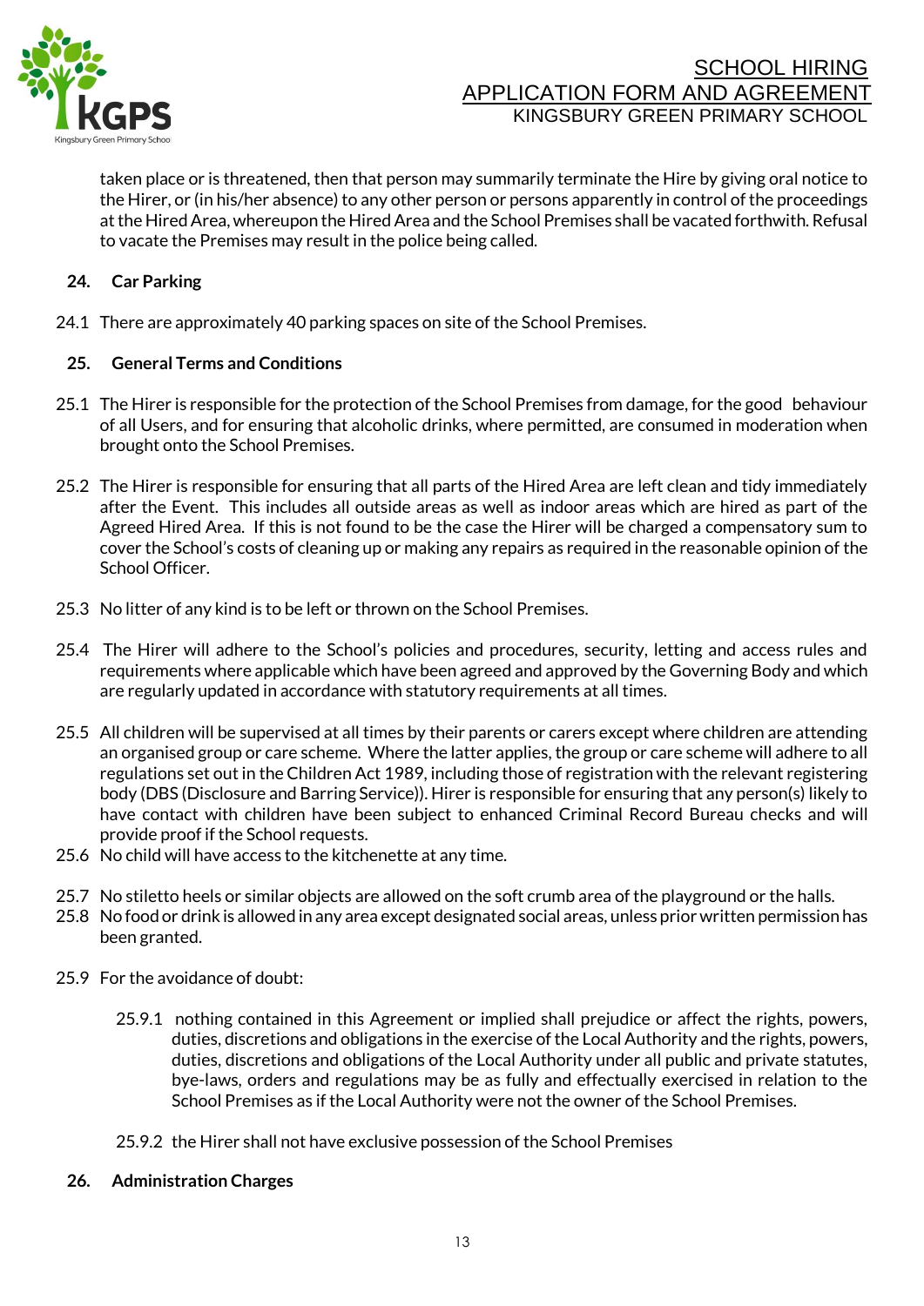taken place or is threatened, then that person may summarily terminate the Hire by giving oral notice to the Hirer, or (in his/her absence) to any other person or persons apparently in control of the proceedings at the Hired Area, whereupon the Hired Area and the School Premises shall be vacated forthwith. Refusal to vacate the Premises may result in the police being called.

## 24. Car Parking

24.1 There are approximately 40 parking spaces on site of the School Premises.

## 25. General Terms and Conditions

25.1 The Hirer is responsible for the protection of the School Premises from damage, for the good behaviour of all Users, and for ensuring that alcoholic drinks, where permitted, are consumed in moderation when brought onto the School Premises.

25.2 The Hirer is responsible for ensuring that all parts of the Hired Area are left clean and tidy immediately after the Event. This includes all outside areas as well as indoor areas which are hired as part of the Agreed Hired Area. If this is not found to be the case the Hirer will be charged a compensatory sum to cover the School's costs of cleaning up or making any repairs as required in the reasonable opinion of the School Officer.

25.3 No litter of any kind is to be left or thrown on the School Premises.

25.4 The Hirer will adhere to the School's policies and procedures, security, letting and access rules and requirements where applicable which have been agreed and approved by the Governing Body and which are regularly updated in accordance with statutory requirements at all times.

25.5 All children will be supervised at all times by their parents or carers except where children are attending an organised group or care scheme. Where the latter applies, the group or care scheme will adhere to all regulations set out in the Children Act 1989, including those of registration with the relevant registering body (DBS (Disclosure and Barring Service)). Hirer is responsible for ensuring that any person(s) likely to have contact with children have been subject to enhanced Criminal Record Bureau checks and will provide proof if the School requests.

25.6 No child will have access to the kitchenette at any time.

25.7 No stiletto heels or similar objects are allowed on the soft crumb area of the playground or the halls.

25.8 No food or drink is allowed in any area except designated social areas, unless prior written permission has been granted.

25.9 For the avoidance of doubt:

25.9.1 nothing contained in this Agreement or implied shall prejudice or affect the rights, powers, duties, discretions and obligations in the exercise of the Local Authority and the rights, powers, duties, discretions and obligations of the Local Authority under all public and private statutes, bye-laws, orders and regulations may be as fully and effectually exercised in relation to the School Premises as if the Local Authority were not the owner of the School Premises.

25.9.2 the Hirer shall not have exclusive possession of the School Premises

## 26. Administration Charges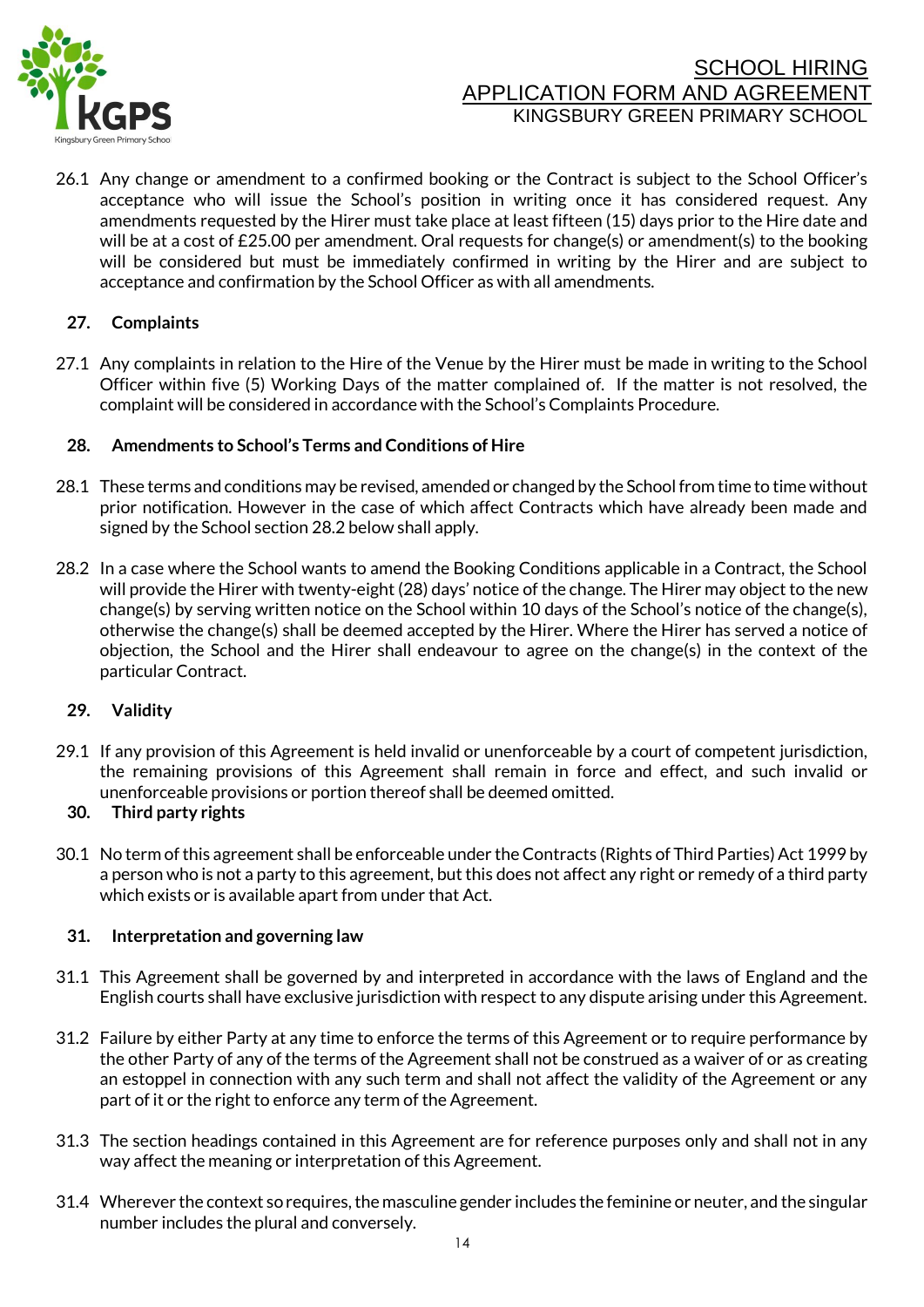26.1 Any change or amendment to a confirmed booking or the Contract is subject to the School Officer's acceptance who will issue the School's position in writing once it has considered request. Any amendments requested by the Hirer must take place at least fifteen (15) days prior to the Hire date and will be at a cost of £25.00 per amendment. Oral requests for change(s) or amendment(s) to the booking will be considered but must be immediately confirmed in writing by the Hirer and are subject to acceptance and confirmation by the School Officer as with all amendments.

**27. Complaints**

27.1 Any complaints in relation to the Hire of the Venue by the Hirer must be made in writing to the School Officer within five (5) Working Days of the matter complained of. If the matter is not resolved, the complaint will be considered in accordance with the School's Complaints Procedure.

**28. Amendments to School's Terms and Conditions of Hire**

28.1 These terms and conditions may be revised, amended or changed by the School from time to time without prior notification. However in the case of which affect Contracts which have already been made and signed by the School section 28.2 below shall apply.

28.2 In a case where the School wants to amend the Booking Conditions applicable in a Contract, the School will provide the Hirer with twenty-eight (28) days' notice of the change. The Hirer may object to the new change(s) by serving written notice on the School within 10 days of the School's notice of the change(s), otherwise the change(s) shall be deemed accepted by the Hirer. Where the Hirer has served a notice of objection, the School and the Hirer shall endeavour to agree on the change(s) in the context of the particular Contract.

**29. Validity**

29.1 If any provision of this Agreement is held invalid or unenforceable by a court of competent jurisdiction, the remaining provisions of this Agreement shall remain in force and effect, and such invalid or unenforceable provisions or portion thereof shall be deemed omitted.

**30. Third party rights**

30.1 No term of this agreement shall be enforceable under the Contracts (Rights of Third Parties) Act 1999 by a person who is not a party to this agreement, but this does not affect any right or remedy of a third party which exists or is available apart from under that Act.

**31. Interpretation and governing law**

31.1 This Agreement shall be governed by and interpreted in accordance with the laws of England and the English courts shall have exclusive jurisdiction with respect to any dispute arising under this Agreement.

31.2 Failure by either Party at any time to enforce the terms of this Agreement or to require performance by the other Party of any of the terms of the Agreement shall not be construed as a waiver of or as creating an estoppel in connection with any such term and shall not affect the validity of the Agreement or any part of it or the right to enforce any term of the Agreement.

31.3 The section headings contained in this Agreement are for reference purposes only and shall not in any way affect the meaning or interpretation of this Agreement.

31.4 Wherever the context so requires, the masculine gender includes the feminine or neuter, and the singular number includes the plural and conversely.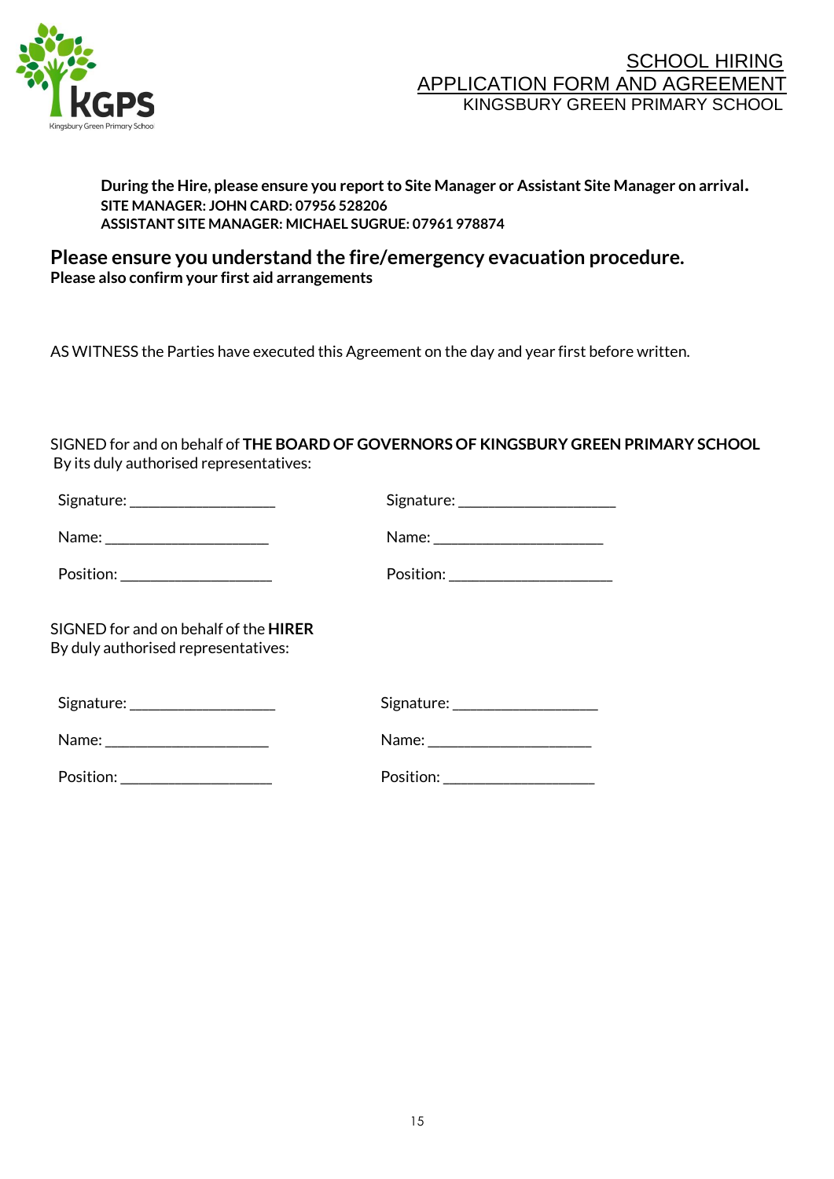SCHOOL HIRING
APPLICATION FORM AND AGREEMENT
KINGSBURY GREEN PRIMARY SCHOOL

**During the Hire, please ensure you report to Site Manager or Assistant Site Manager on arrival.**
**SITE MANAGER: JOHN CARD: 07956 528206**
**ASSISTANT SITE MANAGER: MICHAEL SUGRUE: 07961 978874**

## Please ensure you understand the fire/emergency evacuation procedure.

**Please also confirm your first aid arrangements**

AS WITNESS the Parties have executed this Agreement on the day and year first before written.

SIGNED for and on behalf of **THE BOARD OF GOVERNORS OF KINGSBURY GREEN PRIMARY SCHOOL**
By its duly authorised representatives:

Signature: ____________________ Signature: ____________________

Name: ____________________ Name: ____________________

Position: ____________________ Position: ____________________

SIGNED for and on behalf of the **HIRER**
By duly authorised representatives:

Signature: ____________________ Signature: ____________________

Name: ____________________ Name: ____________________

Position: ____________________ Position: ____________________